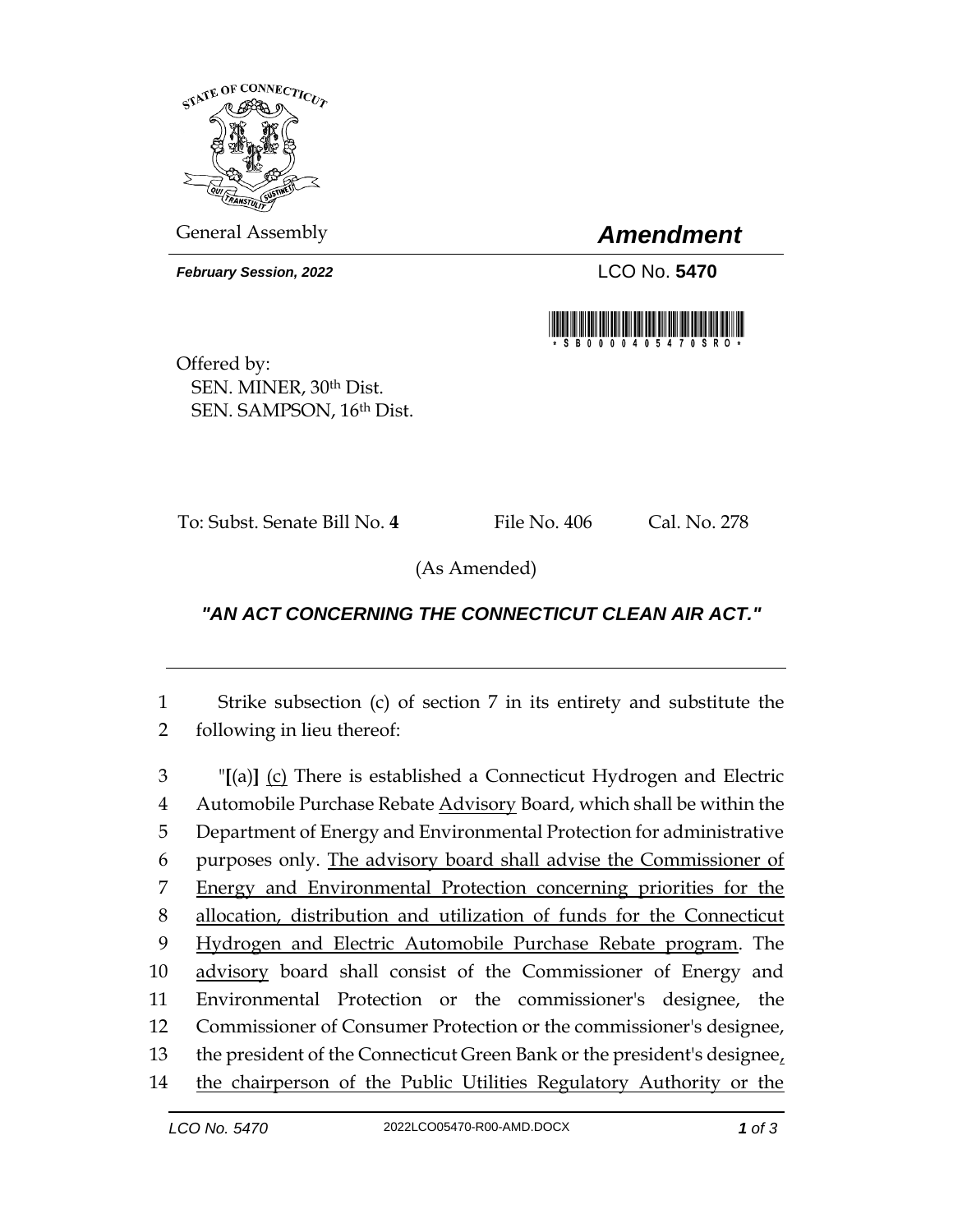STATE OF CONNECTICUT

General Assembly

# *Amendment*

***February Session, 2022***

LCO No. **5470**

\*SB0000405470SRO\*

Offered by:
SEN. MINER, 30th Dist.
SEN. SAMPSON, 16th Dist.

To: Subst. Senate Bill No. **4** File No. 406 Cal. No. 278

(As Amended)

## ***"AN ACT CONCERNING THE CONNECTICUT CLEAN AIR ACT."***

---

1 Strike subsection (c) of section 7 in its entirety and substitute the
2 following in lieu thereof:

3 "**[**(a)**]** <u>(c)</u> There is established a Connecticut Hydrogen and Electric
4 Automobile Purchase Rebate <u>Advisory</u> Board, which shall be within the
5 Department of Energy and Environmental Protection for administrative
6 purposes only. <u>The advisory board shall advise the Commissioner of</u>
7 <u>Energy and Environmental Protection concerning priorities for the</u>
8 <u>allocation, distribution and utilization of funds for the Connecticut</u>
9 <u>Hydrogen and Electric Automobile Purchase Rebate program</u>. The
10 <u>advisory</u> board shall consist of the Commissioner of Energy and
11 Environmental Protection or the commissioner's designee, the
12 Commissioner of Consumer Protection or the commissioner's designee,
13 the president of the Connecticut Green Bank or the president's designee<u>,</u>
14 <u>the chairperson of the Public Utilities Regulatory Authority or the</u>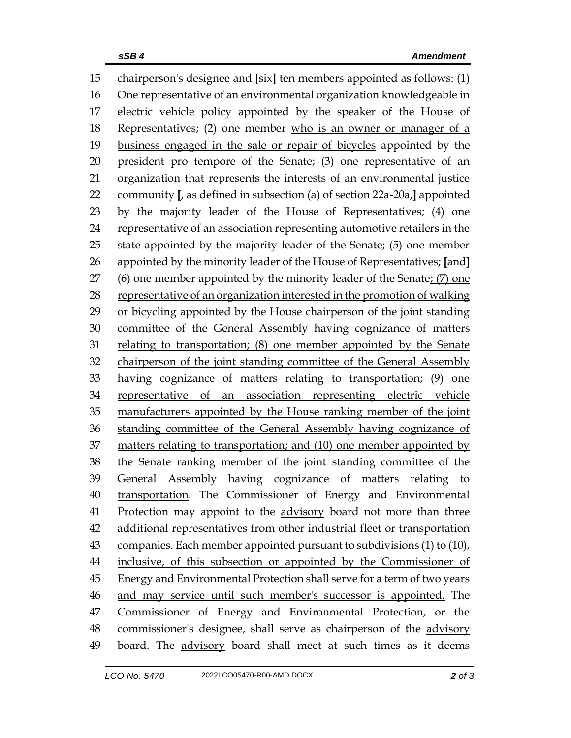15 chairperson's designee and [six] ten members appointed as follows: (1)
16 One representative of an environmental organization knowledgeable in
17 electric vehicle policy appointed by the speaker of the House of
18 Representatives; (2) one member who is an owner or manager of a
19 business engaged in the sale or repair of bicycles appointed by the
20 president pro tempore of the Senate; (3) one representative of an
21 organization that represents the interests of an environmental justice
22 community [, as defined in subsection (a) of section 22a-20a,] appointed
23 by the majority leader of the House of Representatives; (4) one
24 representative of an association representing automotive retailers in the
25 state appointed by the majority leader of the Senate; (5) one member
26 appointed by the minority leader of the House of Representatives; [and]
27 (6) one member appointed by the minority leader of the Senate; (7) one
28 representative of an organization interested in the promotion of walking
29 or bicycling appointed by the House chairperson of the joint standing
30 committee of the General Assembly having cognizance of matters
31 relating to transportation; (8) one member appointed by the Senate
32 chairperson of the joint standing committee of the General Assembly
33 having cognizance of matters relating to transportation; (9) one
34 representative of an association representing electric vehicle
35 manufacturers appointed by the House ranking member of the joint
36 standing committee of the General Assembly having cognizance of
37 matters relating to transportation; and (10) one member appointed by
38 the Senate ranking member of the joint standing committee of the
39 General Assembly having cognizance of matters relating to
40 transportation. The Commissioner of Energy and Environmental
41 Protection may appoint to the advisory board not more than three
42 additional representatives from other industrial fleet or transportation
43 companies. Each member appointed pursuant to subdivisions (1) to (10),
44 inclusive, of this subsection or appointed by the Commissioner of
45 Energy and Environmental Protection shall serve for a term of two years
46 and may service until such member's successor is appointed. The
47 Commissioner of Energy and Environmental Protection, or the
48 commissioner's designee, shall serve as chairperson of the advisory
49 board. The advisory board shall meet at such times as it deems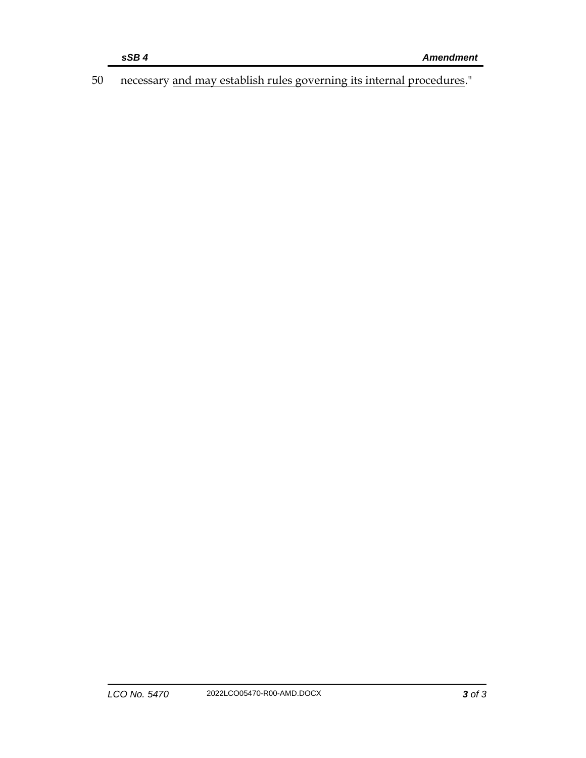50 necessary <u>and may establish rules governing its internal procedures</u>."